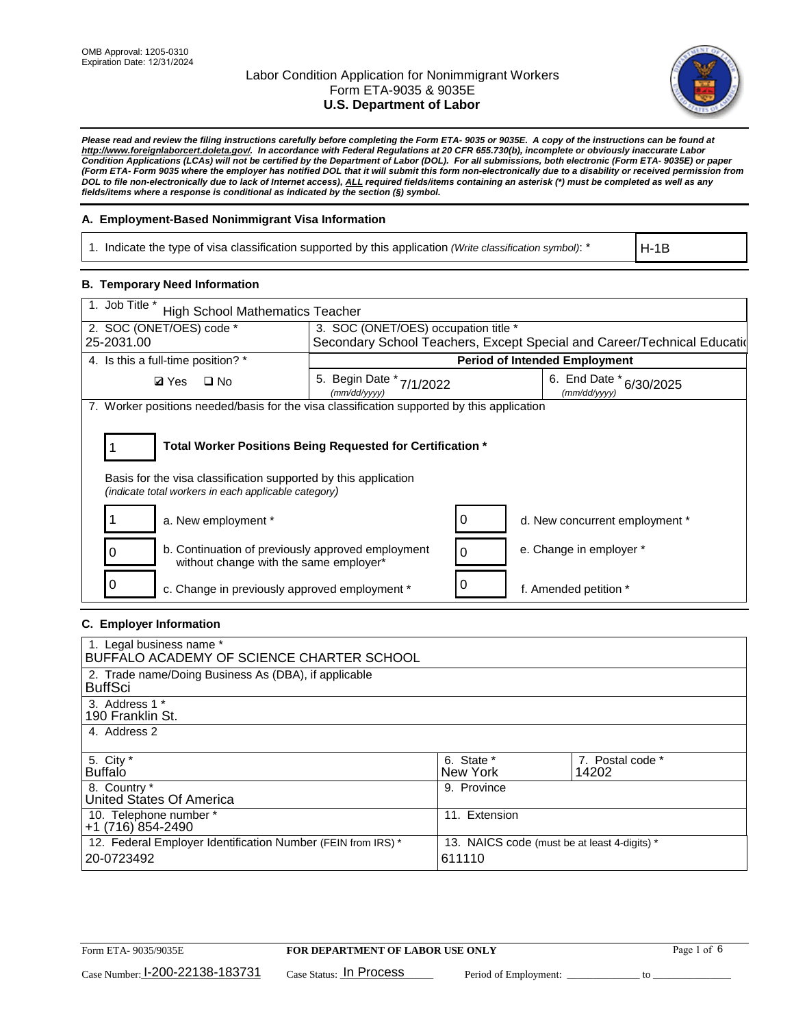OMB Approval: 1205-0310
Expiration Date: 12/31/2024

# Labor Condition Application for Nonimmigrant Workers
## Form ETA-9035 & 9035E
## U.S. Department of Labor

***Please read and review the filing instructions carefully before completing the Form ETA- 9035 or 9035E. A copy of the instructions can be found at http://www.foreignlaborcert.doleta.gov/. In accordance with Federal Regulations at 20 CFR 655.730(b), incomplete or obviously inaccurate Labor Condition Applications (LCAs) will not be certified by the Department of Labor (DOL). For all submissions, both electronic (Form ETA- 9035E) or paper (Form ETA- Form 9035 where the employer has notified DOL that it will submit this form non-electronically due to a disability or received permission from DOL to file non-electronically due to lack of Internet access), ALL required fields/items containing an asterisk (*) must be completed as well as any fields/items where a response is conditional as indicated by the section (§) symbol.***

### A. Employment-Based Nonimmigrant Visa Information

| 1. Indicate the type of visa classification supported by this application *(Write classification symbol)*: * | H-1B |
|---|---|

### B. Temporary Need Information

| 1. Job Title * High School Mathematics Teacher | | |
|---|---|---|
| 2. SOC (ONET/OES) code * 25-2031.00 | 3. SOC (ONET/OES) occupation title * Secondary School Teachers, Except Special and Career/Technical Educatio | |
| 4. Is this a full-time position? * | **Period of Intended Employment** | |
| ☑ Yes ☐ No | 5. Begin Date * *(mm/dd/yyyy)* 7/1/2022 | 6. End Date * *(mm/dd/yyyy)* 6/30/2025 |

7. Worker positions needed/basis for the visa classification supported by this application

**Total Worker Positions Being Requested for Certification *:** 1

Basis for the visa classification supported by this application
*(indicate total workers in each applicable category)*

| Count | Category | Count | Category |
|---|---|---|---|
| 1 | a. New employment * | 0 | d. New concurrent employment * |
| 0 | b. Continuation of previously approved employment without change with the same employer* | 0 | e. Change in employer * |
| 0 | c. Change in previously approved employment * | 0 | f. Amended petition * |

### C. Employer Information

| Field | Value | Field | Value |
|---|---|---|---|
| 1. Legal business name * | BUFFALO ACADEMY OF SCIENCE CHARTER SCHOOL | | |
| 2. Trade name/Doing Business As (DBA), if applicable | BuffSci | | |
| 3. Address 1 * | 190 Franklin St. | | |
| 4. Address 2 | | | |
| 5. City * | Buffalo | 6. State * / 7. Postal code * | New York / 14202 |
| 8. Country * | United States Of America | 9. Province | |
| 10. Telephone number * | +1 (716) 854-2490 | 11. Extension | |
| 12. Federal Employer Identification Number (FEIN from IRS) * | 20-0723492 | 13. NAICS code (must be at least 4-digits) * | 611110 |

Form ETA- 9035/9035E — **FOR DEPARTMENT OF LABOR USE ONLY**

Case Number: I-200-22138-183731 Case Status: In Process Period of Employment: _____________ to _____________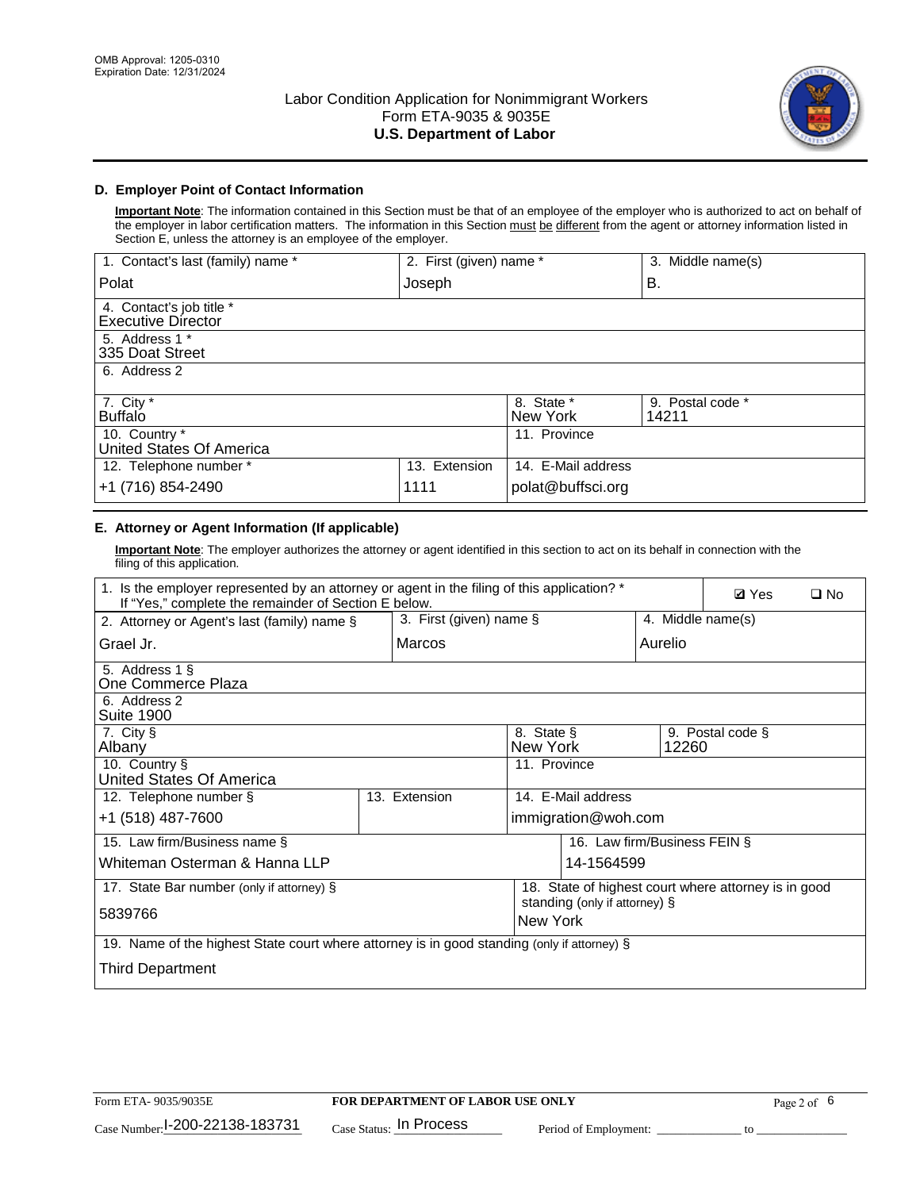OMB Approval: 1205-0310
Expiration Date: 12/31/2024

# Labor Condition Application for Nonimmigrant Workers
# Form ETA-9035 & 9035E
# U.S. Department of Labor

## D. Employer Point of Contact Information

**Important Note**: The information contained in this Section must be that of an employee of the employer who is authorized to act on behalf of the employer in labor certification matters. The information in this Section must be different from the agent or attorney information listed in Section E, unless the attorney is an employee of the employer.

| 1. Contact's last (family) name * | 2. First (given) name * | 3. Middle name(s) |
|---|---|---|
| Polat | Joseph | B. |

| 4. Contact's job title * |
|---|
| Executive Director |

| 5. Address 1 * |
|---|
| 335 Doat Street |

| 6. Address 2 |
|---|
| |

| 7. City * | 8. State * | 9. Postal code * |
|---|---|---|
| Buffalo | New York | 14211 |

| 10. Country * | 11. Province |
|---|---|
| United States Of America | |

| 12. Telephone number * | 13. Extension | 14. E-Mail address |
|---|---|---|
| +1 (716) 854-2490 | 1111 | polat@buffsci.org |

## E. Attorney or Agent Information (If applicable)

**Important Note**: The employer authorizes the attorney or agent identified in this section to act on its behalf in connection with the filing of this application.

1. Is the employer represented by an attorney or agent in the filing of this application? * If "Yes," complete the remainder of Section E below.
☑ Yes ☐ No

| 2. Attorney or Agent's last (family) name § | 3. First (given) name § | 4. Middle name(s) |
|---|---|---|
| Grael Jr. | Marcos | Aurelio |

| 5. Address 1 § |
|---|
| One Commerce Plaza |

| 6. Address 2 |
|---|
| Suite 1900 |

| 7. City § | 8. State § | 9. Postal code § |
|---|---|---|
| Albany | New York | 12260 |

| 10. Country § | 11. Province |
|---|---|
| United States Of America | |

| 12. Telephone number § | 13. Extension | 14. E-Mail address |
|---|---|---|
| +1 (518) 487-7600 | | immigration@woh.com |

| 15. Law firm/Business name § | 16. Law firm/Business FEIN § |
|---|---|
| Whiteman Osterman & Hanna LLP | 14-1564599 |

| 17. State Bar number (only if attorney) § | 18. State of highest court where attorney is in good standing (only if attorney) § |
|---|---|
| 5839766 | New York |

| 19. Name of the highest State court where attorney is in good standing (only if attorney) § |
|---|
| Third Department |

Form ETA- 9035/9035E | **FOR DEPARTMENT OF LABOR USE ONLY**

Case Number: I-200-22138-183731 Case Status: In Process Period of Employment: _____________ to _______________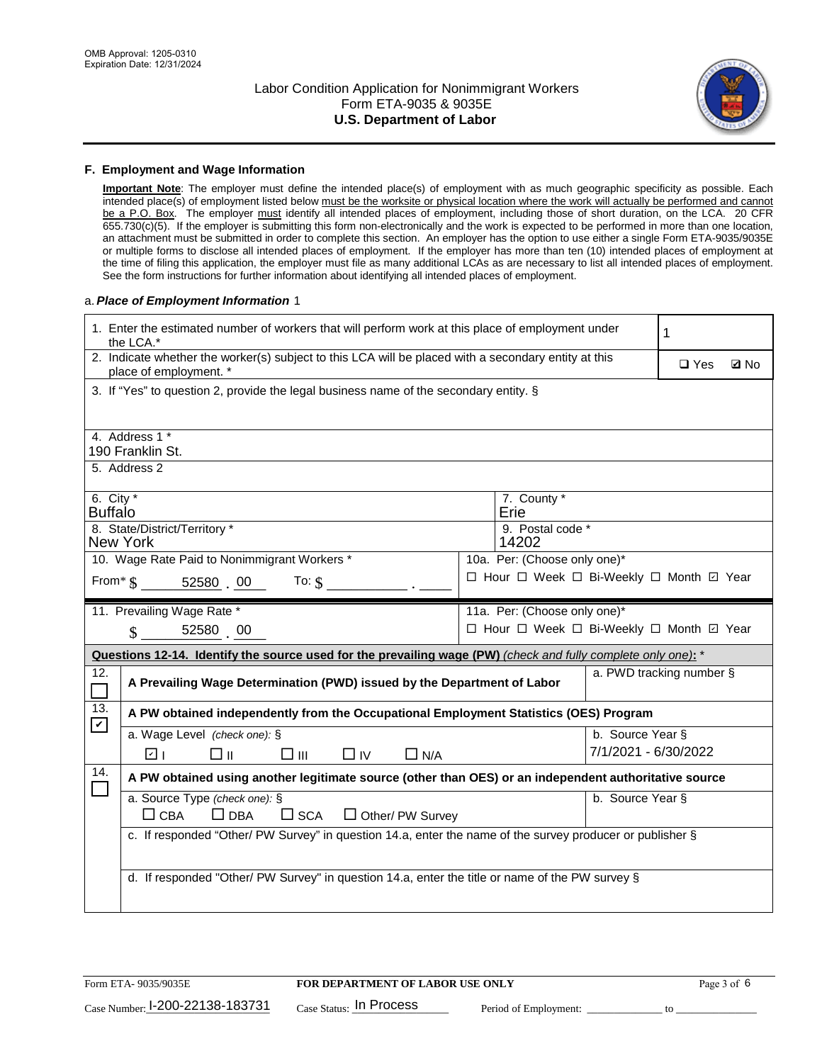OMB Approval: 1205-0310
Expiration Date: 12/31/2024

# Labor Condition Application for Nonimmigrant Workers
## Form ETA-9035 & 9035E
## U.S. Department of Labor

### F. Employment and Wage Information

**Important Note**: The employer must define the intended place(s) of employment with as much geographic specificity as possible. Each intended place(s) of employment listed below must be the worksite or physical location where the work will actually be performed and cannot be a P.O. Box. The employer must identify all intended places of employment, including those of short duration, on the LCA. 20 CFR 655.730(c)(5). If the employer is submitting this form non-electronically and the work is expected to be performed in more than one location, an attachment must be submitted in order to complete this section. An employer has the option to use either a single Form ETA-9035/9035E or multiple forms to disclose all intended places of employment. If the employer has more than ten (10) intended places of employment at the time of filing this application, the employer must file as many additional LCAs as are necessary to list all intended places of employment. See the form instructions for further information about identifying all intended places of employment.

a. ***Place of Employment Information*** 1

1. Enter the estimated number of workers that will perform work at this place of employment under the LCA.* **1**

2. Indicate whether the worker(s) subject to this LCA will be placed with a secondary entity at this place of employment. * ☐ Yes ☑ No

3. If "Yes" to question 2, provide the legal business name of the secondary entity. §

4. Address 1 *
190 Franklin St.

5. Address 2

6. City *
Buffalo

7. County *
Erie

8. State/District/Territory *
New York

9. Postal code *
14202

10. Wage Rate Paid to Nonimmigrant Workers *
From* $ 52580 . 00 To: $ ________ . ____

10a. Per: (Choose only one)*
☐ Hour ☐ Week ☐ Bi-Weekly ☐ Month ☑ Year

11. Prevailing Wage Rate *
$ 52580 . 00

11a. Per: (Choose only one)*
☐ Hour ☐ Week ☐ Bi-Weekly ☐ Month ☑ Year

**Questions 12-14. Identify the source used for the prevailing wage (PW)** *(check and fully complete only one)*: *

12. ☐ **A Prevailing Wage Determination (PWD) issued by the Department of Labor**
a. PWD tracking number §

13. ☑ **A PW obtained independently from the Occupational Employment Statistics (OES) Program**
a. Wage Level *(check one)*: §
☑ I ☐ II ☐ III ☐ IV ☐ N/A
b. Source Year §
7/1/2021 - 6/30/2022

14. ☐ **A PW obtained using another legitimate source (other than OES) or an independent authoritative source**
a. Source Type *(check one)*: §
☐ CBA ☐ DBA ☐ SCA ☐ Other/ PW Survey
b. Source Year §
c. If responded "Other/ PW Survey" in question 14.a, enter the name of the survey producer or publisher §
d. If responded "Other/ PW Survey" in question 14.a, enter the title or name of the PW survey §

Form ETA- 9035/9035E **FOR DEPARTMENT OF LABOR USE ONLY**
Case Number: I-200-22138-183731 Case Status: In Process Period of Employment: ____________ to ____________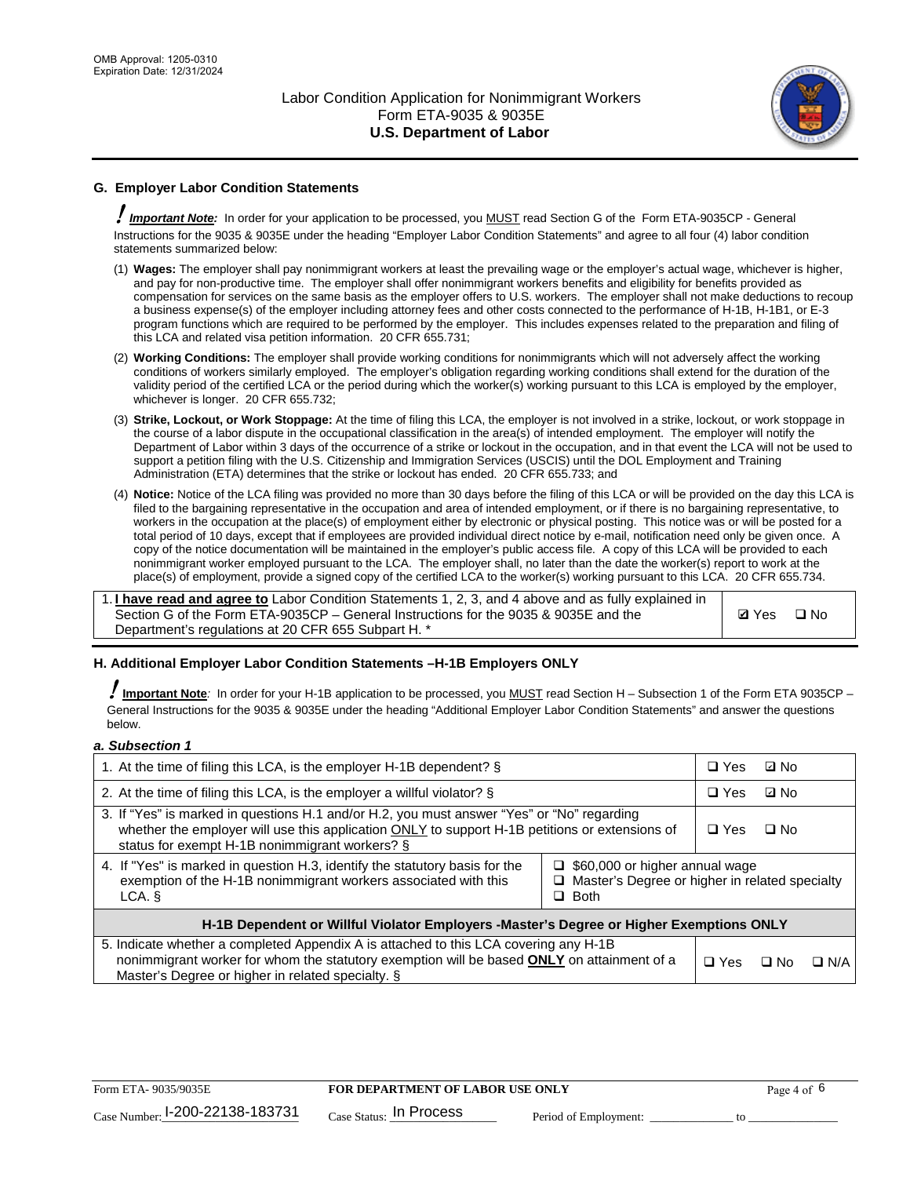## G. Employer Labor Condition Statements

***Important Note:*** In order for your application to be processed, you MUST read Section G of the Form ETA-9035CP - General Instructions for the 9035 & 9035E under the heading "Employer Labor Condition Statements" and agree to all four (4) labor condition statements summarized below:

(1) **Wages:** The employer shall pay nonimmigrant workers at least the prevailing wage or the employer's actual wage, whichever is higher, and pay for non-productive time. The employer shall offer nonimmigrant workers benefits and eligibility for benefits provided as compensation for services on the same basis as the employer offers to U.S. workers. The employer shall not make deductions to recoup a business expense(s) of the employer including attorney fees and other costs connected to the performance of H-1B, H-1B1, or E-3 program functions which are required to be performed by the employer. This includes expenses related to the preparation and filing of this LCA and related visa petition information. 20 CFR 655.731;

(2) **Working Conditions:** The employer shall provide working conditions for nonimmigrants which will not adversely affect the working conditions of workers similarly employed. The employer's obligation regarding working conditions shall extend for the duration of the validity period of the certified LCA or the period during which the worker(s) working pursuant to this LCA is employed by the employer, whichever is longer. 20 CFR 655.732;

(3) **Strike, Lockout, or Work Stoppage:** At the time of filing this LCA, the employer is not involved in a strike, lockout, or work stoppage in the course of a labor dispute in the occupational classification in the area(s) of intended employment. The employer will notify the Department of Labor within 3 days of the occurrence of a strike or lockout in the occupation, and in that event the LCA will not be used to support a petition filing with the U.S. Citizenship and Immigration Services (USCIS) until the DOL Employment and Training Administration (ETA) determines that the strike or lockout has ended. 20 CFR 655.733; and

(4) **Notice:** Notice of the LCA filing was provided no more than 30 days before the filing of this LCA or will be provided on the day this LCA is filed to the bargaining representative in the occupation and area of intended employment, or if there is no bargaining representative, to workers in the occupation at the place(s) of employment either by electronic or physical posting. This notice was or will be posted for a total period of 10 days, except that if employees are provided individual direct notice by e-mail, notification need only be given once. A copy of the notice documentation will be maintained in the employer's public access file. A copy of this LCA will be provided to each nonimmigrant worker employed pursuant to the LCA. The employer shall, no later than the date the worker(s) report to work at the place(s) of employment, provide a signed copy of the certified LCA to the worker(s) working pursuant to this LCA. 20 CFR 655.734.

| | |
|---|---|
| 1. **I have read and agree to** Labor Condition Statements 1, 2, 3, and 4 above and as fully explained in Section G of the Form ETA-9035CP – General Instructions for the 9035 & 9035E and the Department's regulations at 20 CFR 655 Subpart H. * | ☑ Yes ☐ No |

## H. Additional Employer Labor Condition Statements –H-1B Employers ONLY

***Important Note:*** In order for your H-1B application to be processed, you MUST read Section H – Subsection 1 of the Form ETA 9035CP – General Instructions for the 9035 & 9035E under the heading "Additional Employer Labor Condition Statements" and answer the questions below.

***a. Subsection 1***

| | | |
|---|---|---|
| 1. At the time of filing this LCA, is the employer H-1B dependent? § | | ☐ Yes ☑ No |
| 2. At the time of filing this LCA, is the employer a willful violator? § | | ☐ Yes ☑ No |
| 3. If "Yes" is marked in questions H.1 and/or H.2, you must answer "Yes" or "No" regarding whether the employer will use this application ONLY to support H-1B petitions or extensions of status for exempt H-1B nonimmigrant workers? § | | ☐ Yes ☐ No |
| 4. If "Yes" is marked in question H.3, identify the statutory basis for the exemption of the H-1B nonimmigrant workers associated with this LCA. § | ☐ $60,000 or higher annual wage<br>☐ Master's Degree or higher in related specialty<br>☐ Both | |
| **H-1B Dependent or Willful Violator Employers -Master's Degree or Higher Exemptions ONLY** | | |
| 5. Indicate whether a completed Appendix A is attached to this LCA covering any H-1B nonimmigrant worker for whom the statutory exemption will be based **ONLY** on attainment of a Master's Degree or higher in related specialty. § | | ☐ Yes ☐ No ☐ N/A |

Form ETA- 9035/9035E | **FOR DEPARTMENT OF LABOR USE ONLY**

Case Number: I-200-22138-183731 Case Status: In Process Period of Employment: _____________ to _______________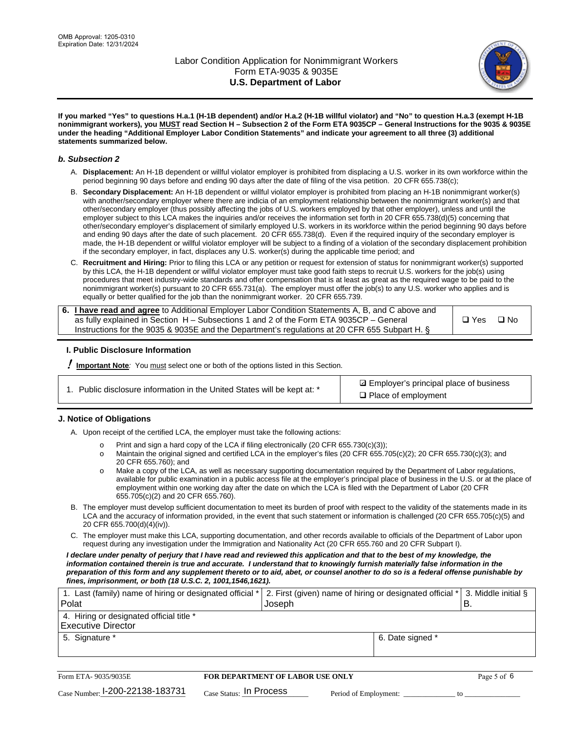**If you marked "Yes" to questions H.a.1 (H-1B dependent) and/or H.a.2 (H-1B willful violator) and "No" to question H.a.3 (exempt H-1B nonimmigrant workers), you MUST read Section H – Subsection 2 of the Form ETA 9035CP – General Instructions for the 9035 & 9035E under the heading "Additional Employer Labor Condition Statements" and indicate your agreement to all three (3) additional statements summarized below.**

### *b. Subsection 2*

A. **Displacement:** An H-1B dependent or willful violator employer is prohibited from displacing a U.S. worker in its own workforce within the period beginning 90 days before and ending 90 days after the date of filing of the visa petition. 20 CFR 655.738(c);

B. **Secondary Displacement:** An H-1B dependent or willful violator employer is prohibited from placing an H-1B nonimmigrant worker(s) with another/secondary employer where there are indicia of an employment relationship between the nonimmigrant worker(s) and that other/secondary employer (thus possibly affecting the jobs of U.S. workers employed by that other employer), unless and until the employer subject to this LCA makes the inquiries and/or receives the information set forth in 20 CFR 655.738(d)(5) concerning that other/secondary employer's displacement of similarly employed U.S. workers in its workforce within the period beginning 90 days before and ending 90 days after the date of such placement. 20 CFR 655.738(d). Even if the required inquiry of the secondary employer is made, the H-1B dependent or willful violator employer will be subject to a finding of a violation of the secondary displacement prohibition if the secondary employer, in fact, displaces any U.S. worker(s) during the applicable time period; and

C. **Recruitment and Hiring:** Prior to filing this LCA or any petition or request for extension of status for nonimmigrant worker(s) supported by this LCA, the H-1B dependent or willful violator employer must take good faith steps to recruit U.S. workers for the job(s) using procedures that meet industry-wide standards and offer compensation that is at least as great as the required wage to be paid to the nonimmigrant worker(s) pursuant to 20 CFR 655.731(a). The employer must offer the job(s) to any U.S. worker who applies and is equally or better qualified for the job than the nonimmigrant worker. 20 CFR 655.739.

| 6. **I have read and agree** to Additional Employer Labor Condition Statements A, B, and C above and as fully explained in Section H – Subsections 1 and 2 of the Form ETA 9035CP – General Instructions for the 9035 & 9035E and the Department's regulations at 20 CFR 655 Subpart H. § | ❑ Yes ❑ No |
|---|---|

### I. Public Disclosure Information

**! Important Note**: You must select one or both of the options listed in this Section.

| 1. Public disclosure information in the United States will be kept at: * | ☑ Employer's principal place of business<br>❑ Place of employment |
|---|---|

### J. Notice of Obligations

A. Upon receipt of the certified LCA, the employer must take the following actions:

- o Print and sign a hard copy of the LCA if filing electronically (20 CFR 655.730(c)(3));
- o Maintain the original signed and certified LCA in the employer's files (20 CFR 655.705(c)(2); 20 CFR 655.730(c)(3); and 20 CFR 655.760); and
- o Make a copy of the LCA, as well as necessary supporting documentation required by the Department of Labor regulations, available for public examination in a public access file at the employer's principal place of business in the U.S. or at the place of employment within one working day after the date on which the LCA is filed with the Department of Labor (20 CFR 655.705(c)(2) and 20 CFR 655.760).

B. The employer must develop sufficient documentation to meet its burden of proof with respect to the validity of the statements made in its LCA and the accuracy of information provided, in the event that such statement or information is challenged (20 CFR 655.705(c)(5) and 20 CFR 655.700(d)(4)(iv)).

C. The employer must make this LCA, supporting documentation, and other records available to officials of the Department of Labor upon request during any investigation under the Immigration and Nationality Act (20 CFR 655.760 and 20 CFR Subpart I).

***I declare under penalty of perjury that I have read and reviewed this application and that to the best of my knowledge, the information contained therein is true and accurate. I understand that to knowingly furnish materially false information in the preparation of this form and any supplement thereto or to aid, abet, or counsel another to do so is a federal offense punishable by fines, imprisonment, or both (18 U.S.C. 2, 1001,1546,1621).***

| 1. Last (family) name of hiring or designated official *<br>Polat | 2. First (given) name of hiring or designated official *<br>Joseph | 3. Middle initial §<br>B. |
|---|---|---|
| 4. Hiring or designated official title *<br>Executive Director | | |
| 5. Signature * | 6. Date signed * | |

Form ETA- 9035/9035E | **FOR DEPARTMENT OF LABOR USE ONLY**

Case Number: I-200-22138-183731 Case Status: In Process Period of Employment: ____________ to ____________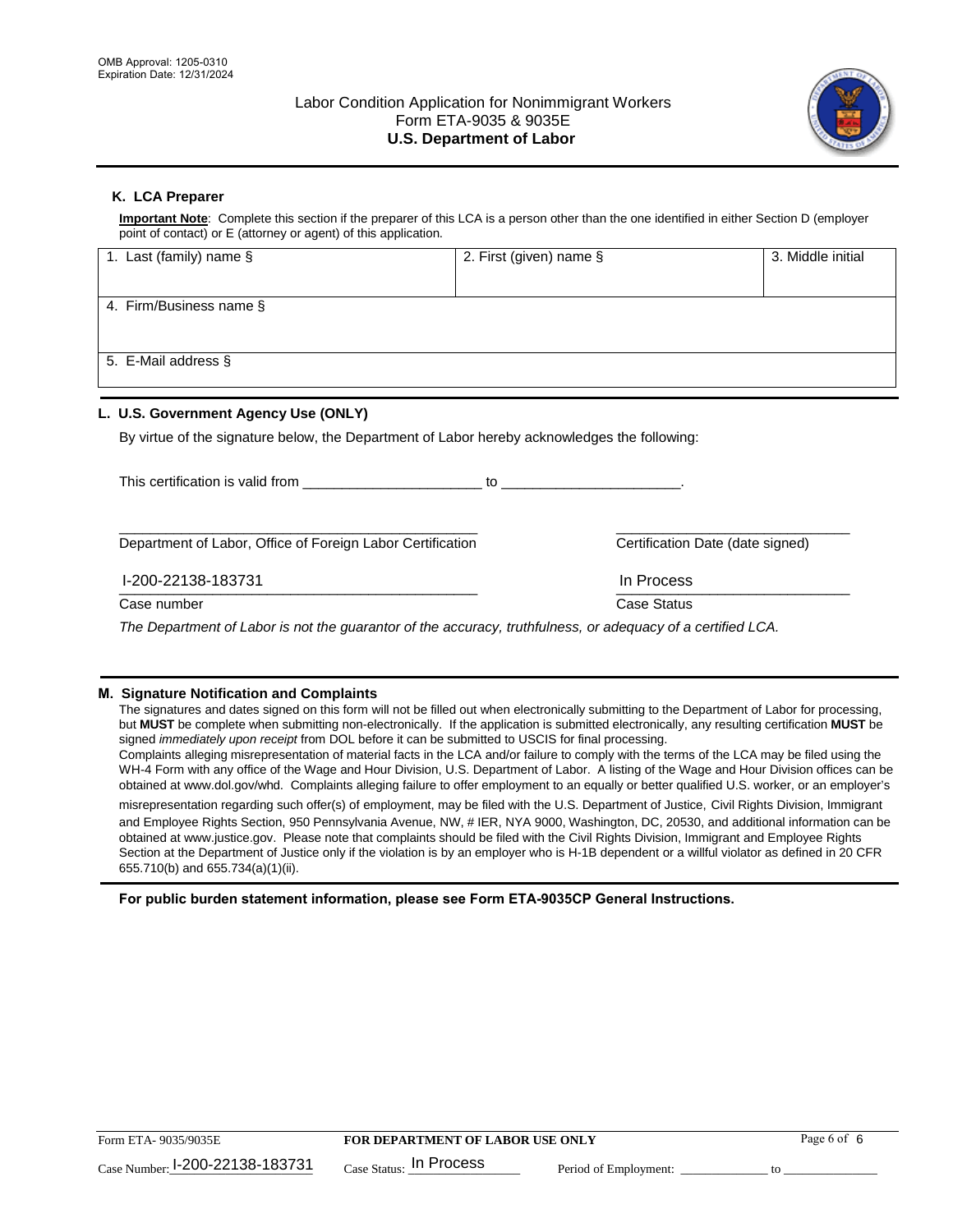OMB Approval: 1205-0310
Expiration Date: 12/31/2024

Labor Condition Application for Nonimmigrant Workers
Form ETA-9035 & 9035E
**U.S. Department of Labor**

### K. LCA Preparer

**Important Note**: Complete this section if the preparer of this LCA is a person other than the one identified in either Section D (employer point of contact) or E (attorney or agent) of this application.

| | | |
|---|---|---|
| 1. Last (family) name § | 2. First (given) name § | 3. Middle initial |
| 4. Firm/Business name § | | |
| 5. E-Mail address § | | |

### L. U.S. Government Agency Use (ONLY)

By virtue of the signature below, the Department of Labor hereby acknowledges the following:

This certification is valid from ______________________ to ______________________.

Department of Labor, Office of Foreign Labor Certification

Certification Date (date signed)

I-200-22138-183731
Case number

In Process
Case Status

*The Department of Labor is not the guarantor of the accuracy, truthfulness, or adequacy of a certified LCA.*

### M. Signature Notification and Complaints

The signatures and dates signed on this form will not be filled out when electronically submitting to the Department of Labor for processing, but **MUST** be complete when submitting non-electronically. If the application is submitted electronically, any resulting certification **MUST** be signed *immediately upon receipt* from DOL before it can be submitted to USCIS for final processing.
Complaints alleging misrepresentation of material facts in the LCA and/or failure to comply with the terms of the LCA may be filed using the WH-4 Form with any office of the Wage and Hour Division, U.S. Department of Labor. A listing of the Wage and Hour Division offices can be obtained at www.dol.gov/whd. Complaints alleging failure to offer employment to an equally or better qualified U.S. worker, or an employer's misrepresentation regarding such offer(s) of employment, may be filed with the U.S. Department of Justice, Civil Rights Division, Immigrant and Employee Rights Section, 950 Pennsylvania Avenue, NW, # IER, NYA 9000, Washington, DC, 20530, and additional information can be obtained at www.justice.gov. Please note that complaints should be filed with the Civil Rights Division, Immigrant and Employee Rights Section at the Department of Justice only if the violation is by an employer who is H-1B dependent or a willful violator as defined in 20 CFR 655.710(b) and 655.734(a)(1)(ii).

**For public burden statement information, please see Form ETA-9035CP General Instructions.**

Form ETA- 9035/9035E | **FOR DEPARTMENT OF LABOR USE ONLY**

Case Number: I-200-22138-183731 Case Status: In Process Period of Employment: ____________ to ____________